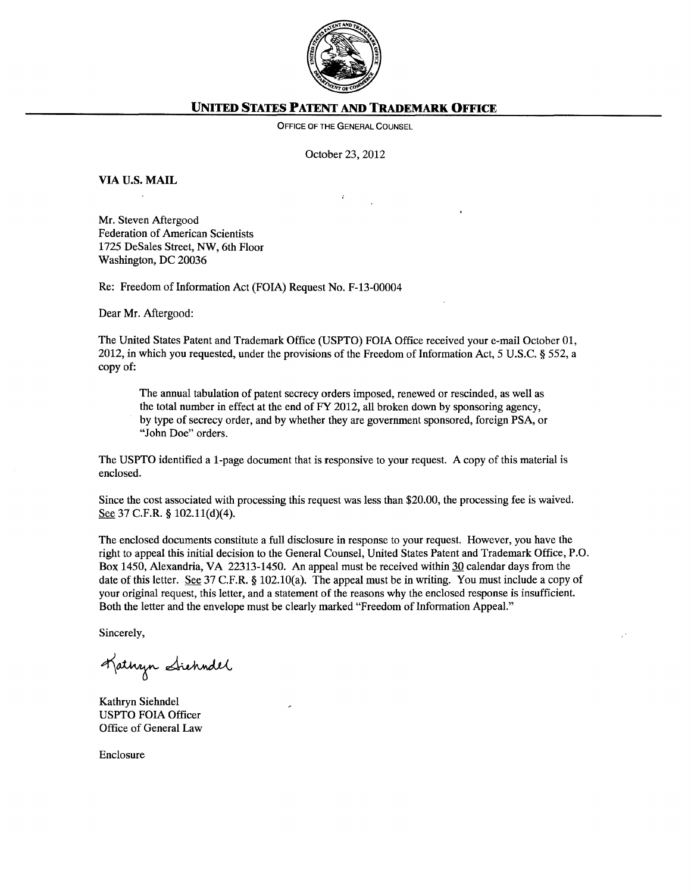**UNITED STATES PATENT AND TRADEMARK OFFICE**

OFFICE OF THE GENERAL COUNSEL

October 23, 2012

**VIA U.S. MAIL**

Mr. Steven Aftergood
Federation of American Scientists
1725 DeSales Street, NW, 6th Floor
Washington, DC 20036

Re: Freedom of Information Act (FOIA) Request No. F-13-00004

Dear Mr. Aftergood:

The United States Patent and Trademark Office (USPTO) FOIA Office received your e-mail October 01, 2012, in which you requested, under the provisions of the Freedom of Information Act, 5 U.S.C. § 552, a copy of:

> The annual tabulation of patent secrecy orders imposed, renewed or rescinded, as well as the total number in effect at the end of FY 2012, all broken down by sponsoring agency, by type of secrecy order, and by whether they are government sponsored, foreign PSA, or "John Doe" orders.

The USPTO identified a 1-page document that is responsive to your request. A copy of this material is enclosed.

Since the cost associated with processing this request was less than $20.00, the processing fee is waived. See 37 C.F.R. § 102.11(d)(4).

The enclosed documents constitute a full disclosure in response to your request. However, you have the right to appeal this initial decision to the General Counsel, United States Patent and Trademark Office, P.O. Box 1450, Alexandria, VA 22313-1450. An appeal must be received within 30 calendar days from the date of this letter. See 37 C.F.R. § 102.10(a). The appeal must be in writing. You must include a copy of your original request, this letter, and a statement of the reasons why the enclosed response is insufficient. Both the letter and the envelope must be clearly marked "Freedom of Information Appeal."

Sincerely,

Kathryn Siehndel

Kathryn Siehndel
USPTO FOIA Officer
Office of General Law

Enclosure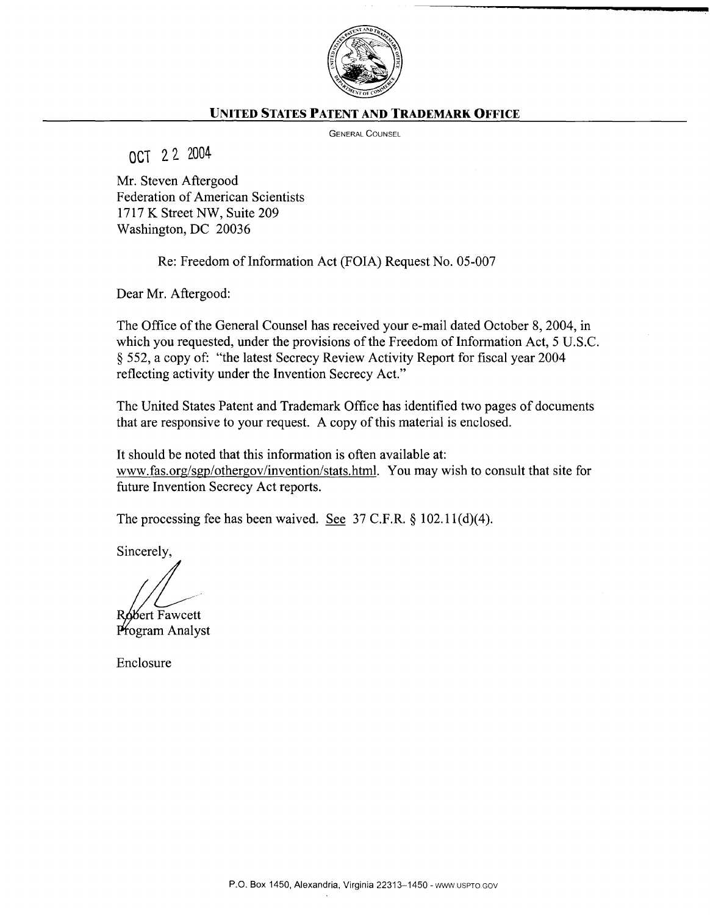**UNITED STATES PATENT AND TRADEMARK OFFICE**

GENERAL COUNSEL

OCT 22 2004

Mr. Steven Aftergood
Federation of American Scientists
1717 K Street NW, Suite 209
Washington, DC 20036

Re: Freedom of Information Act (FOIA) Request No. 05-007

Dear Mr. Aftergood:

The Office of the General Counsel has received your e-mail dated October 8, 2004, in which you requested, under the provisions of the Freedom of Information Act, 5 U.S.C. § 552, a copy of: "the latest Secrecy Review Activity Report for fiscal year 2004 reflecting activity under the Invention Secrecy Act."

The United States Patent and Trademark Office has identified two pages of documents that are responsive to your request. A copy of this material is enclosed.

It should be noted that this information is often available at: www.fas.org/sgp/othergov/invention/stats.html. You may wish to consult that site for future Invention Secrecy Act reports.

The processing fee has been waived. See 37 C.F.R. § 102.11(d)(4).

Sincerely,

Robert Fawcett
Program Analyst

Enclosure

P.O. Box 1450, Alexandria, Virginia 22313–1450 - WWW.USPTO.GOV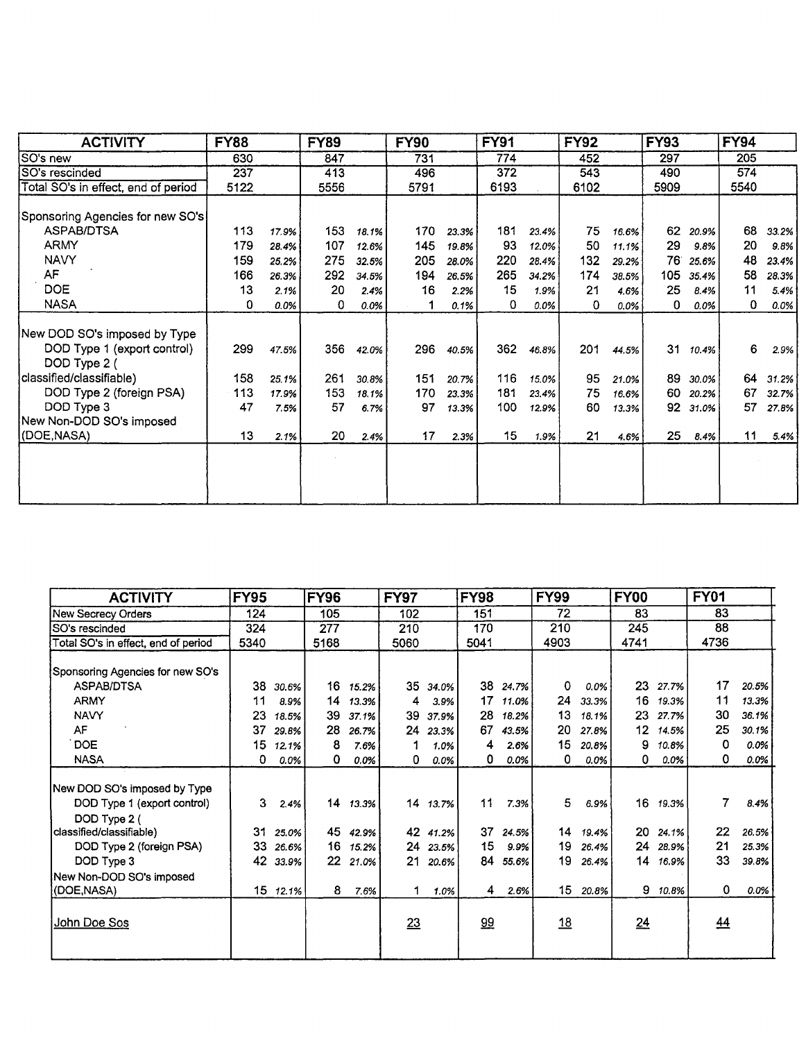| ACTIVITY | FY88 | | FY89 | | FY90 | | FY91 | | FY92 | | FY93 | | FY94 | |
|---|---|---|---|---|---|---|---|---|---|---|---|---|---|---|
| SO's new | 630 | | 847 | | 731 | | 774 | | 452 | | 297 | | 205 | |
| SO's rescinded | 237 | | 413 | | 496 | | 372 | | 543 | | 490 | | 574 | |
| Total SO's in effect, end of period | 5122 | | 5556 | | 5791 | | 6193 | | 6102 | | 5909 | | 5540 | |
| Sponsoring Agencies for new SO's | | | | | | | | | | | | | | |
| ASPAB/DTSA | 113 | 17.9% | 153 | 18.1% | 170 | 23.3% | 181 | 23.4% | 75 | 16.6% | 62 | 20.9% | 68 | 33.2% |
| ARMY | 179 | 28.4% | 107 | 12.6% | 145 | 19.8% | 93 | 12.0% | 50 | 11.1% | 29 | 9.8% | 20 | 9.8% |
| NAVY | 159 | 25.2% | 275 | 32.5% | 205 | 28.0% | 220 | 28.4% | 132 | 29.2% | 76 | 25.6% | 48 | 23.4% |
| AF | 166 | 26.3% | 292 | 34.5% | 194 | 26.5% | 265 | 34.2% | 174 | 38.5% | 105 | 35.4% | 58 | 28.3% |
| DOE | 13 | 2.1% | 20 | 2.4% | 16 | 2.2% | 15 | 1.9% | 21 | 4.6% | 25 | 8.4% | 11 | 5.4% |
| NASA | 0 | 0.0% | 0 | 0.0% | 1 | 0.1% | 0 | 0.0% | 0 | 0.0% | 0 | 0.0% | 0 | 0.0% |
| New DOD SO's imposed by Type | | | | | | | | | | | | | | |
| DOD Type 1 (export control) | 299 | 47.5% | 356 | 42.0% | 296 | 40.5% | 362 | 46.8% | 201 | 44.5% | 31 | 10.4% | 6 | 2.9% |
| DOD Type 2 (classified/classifiable) | 158 | 25.1% | 261 | 30.8% | 151 | 20.7% | 116 | 15.0% | 95 | 21.0% | 89 | 30.0% | 64 | 31.2% |
| DOD Type 2 (foreign PSA) | 113 | 17.9% | 153 | 18.1% | 170 | 23.3% | 181 | 23.4% | 75 | 16.6% | 60 | 20.2% | 67 | 32.7% |
| DOD Type 3 | 47 | 7.5% | 57 | 6.7% | 97 | 13.3% | 100 | 12.9% | 60 | 13.3% | 92 | 31.0% | 57 | 27.8% |
| New Non-DOD SO's imposed (DOE,NASA) | 13 | 2.1% | 20 | 2.4% | 17 | 2.3% | 15 | 1.9% | 21 | 4.6% | 25 | 8.4% | 11 | 5.4% |

| ACTIVITY | FY95 | | FY96 | | FY97 | | FY98 | | FY99 | | FY00 | | FY01 | |
|---|---|---|---|---|---|---|---|---|---|---|---|---|---|---|
| New Secrecy Orders | 124 | | 105 | | 102 | | 151 | | 72 | | 83 | | 83 | |
| SO's rescinded | 324 | | 277 | | 210 | | 170 | | 210 | | 245 | | 88 | |
| Total SO's in effect, end of period | 5340 | | 5168 | | 5060 | | 5041 | | 4903 | | 4741 | | 4736 | |
| Sponsoring Agencies for new SO's | | | | | | | | | | | | | | |
| ASPAB/DTSA | 38 | 30.6% | 16 | 15.2% | 35 | 34.0% | 38 | 24.7% | 0 | 0.0% | 23 | 27.7% | 17 | 20.5% |
| ARMY | 11 | 8.9% | 14 | 13.3% | 4 | 3.9% | 17 | 11.0% | 24 | 33.3% | 16 | 19.3% | 11 | 13.3% |
| NAVY | 23 | 18.5% | 39 | 37.1% | 39 | 37.9% | 28 | 18.2% | 13 | 18.1% | 23 | 27.7% | 30 | 36.1% |
| AF | 37 | 29.8% | 28 | 26.7% | 24 | 23.3% | 67 | 43.5% | 20 | 27.8% | 12 | 14.5% | 25 | 30.1% |
| DOE | 15 | 12.1% | 8 | 7.6% | 1 | 1.0% | 4 | 2.6% | 15 | 20.8% | 9 | 10.8% | 0 | 0.0% |
| NASA | 0 | 0.0% | 0 | 0.0% | 0 | 0.0% | 0 | 0.0% | 0 | 0.0% | 0 | 0.0% | 0 | 0.0% |
| New DOD SO's imposed by Type | | | | | | | | | | | | | | |
| DOD Type 1 (export control) | 3 | 2.4% | 14 | 13.3% | 14 | 13.7% | 11 | 7.3% | 5 | 6.9% | 16 | 19.3% | 7 | 8.4% |
| DOD Type 2 (classified/classifiable) | 31 | 25.0% | 45 | 42.9% | 42 | 41.2% | 37 | 24.5% | 14 | 19.4% | 20 | 24.1% | 22 | 26.5% |
| DOD Type 2 (foreign PSA) | 33 | 26.6% | 16 | 15.2% | 24 | 23.5% | 15 | 9.9% | 19 | 26.4% | 24 | 28.9% | 21 | 25.3% |
| DOD Type 3 | 42 | 33.9% | 22 | 21.0% | 21 | 20.6% | 84 | 55.6% | 19 | 26.4% | 14 | 16.9% | 33 | 39.8% |
| New Non-DOD SO's imposed (DOE,NASA) | 15 | 12.1% | 8 | 7.6% | 1 | 1.0% | 4 | 2.6% | 15 | 20.8% | 9 | 10.8% | 0 | 0.0% |
| John Doe Sos | | | | | 23 | | 99 | | 18 | | 24 | | 44 | |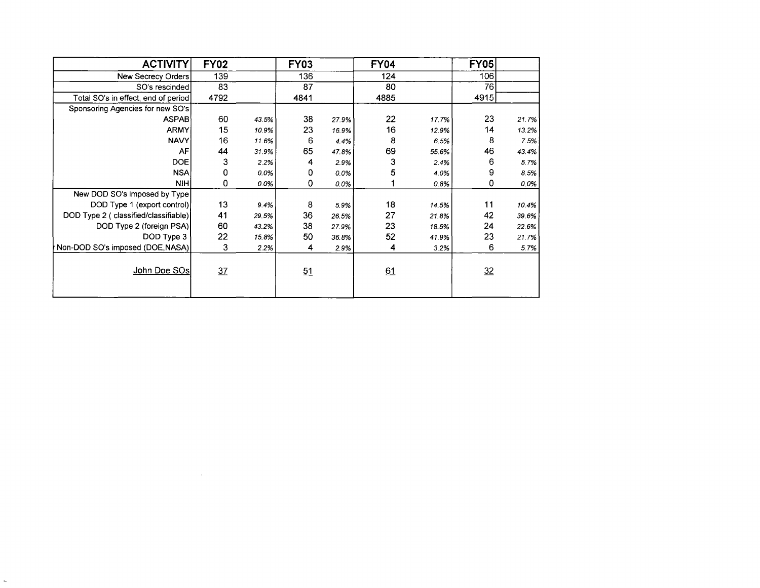| ACTIVITY | FY02 | | FY03 | | FY04 | | FY05 | |
|---|---|---|---|---|---|---|---|---|
| New Secrecy Orders | 139 | | 136 | | 124 | | 106 | |
| SO's rescinded | 83 | | 87 | | 80 | | 76 | |
| Total SO's in effect, end of period | 4792 | | 4841 | | 4885 | | 4915 | |
| Sponsoring Agencies for new SO's | | | | | | | | |
| ASPAB | 60 | *43.5%* | 38 | *27.9%* | 22 | *17.7%* | 23 | *21.7%* |
| ARMY | 15 | *10.9%* | 23 | *16.9%* | 16 | *12.9%* | 14 | *13.2%* |
| NAVY | 16 | *11.6%* | 6 | *4.4%* | 8 | *6.5%* | 8 | *7.5%* |
| AF | 44 | *31.9%* | 65 | *47.8%* | 69 | *55.6%* | 46 | *43.4%* |
| DOE | 3 | *2.2%* | 4 | *2.9%* | 3 | *2.4%* | 6 | *5.7%* |
| NSA | 0 | *0.0%* | 0 | *0.0%* | 5 | *4.0%* | 9 | *8.5%* |
| NIH | 0 | *0.0%* | 0 | *0.0%* | 1 | *0.8%* | 0 | *0.0%* |
| New DOD SO's imposed by Type | | | | | | | | |
| DOD Type 1 (export control) | 13 | *9.4%* | 8 | *5.9%* | 18 | *14.5%* | 11 | *10.4%* |
| DOD Type 2 ( classified/classifiable) | 41 | *29.5%* | 36 | *26.5%* | 27 | *21.8%* | 42 | *39.6%* |
| DOD Type 2 (foreign PSA) | 60 | *43.2%* | 38 | *27.9%* | 23 | *18.5%* | 24 | *22.6%* |
| DOD Type 3 | 22 | *15.8%* | 50 | *36.8%* | 52 | *41.9%* | 23 | *21.7%* |
| Non-DOD SO's imposed (DOE,NASA) | 3 | *2.2%* | 4 | *2.9%* | 4 | *3.2%* | 6 | *5.7%* |
| John Doe SOs | 37 | | 51 | | 61 | | 32 | |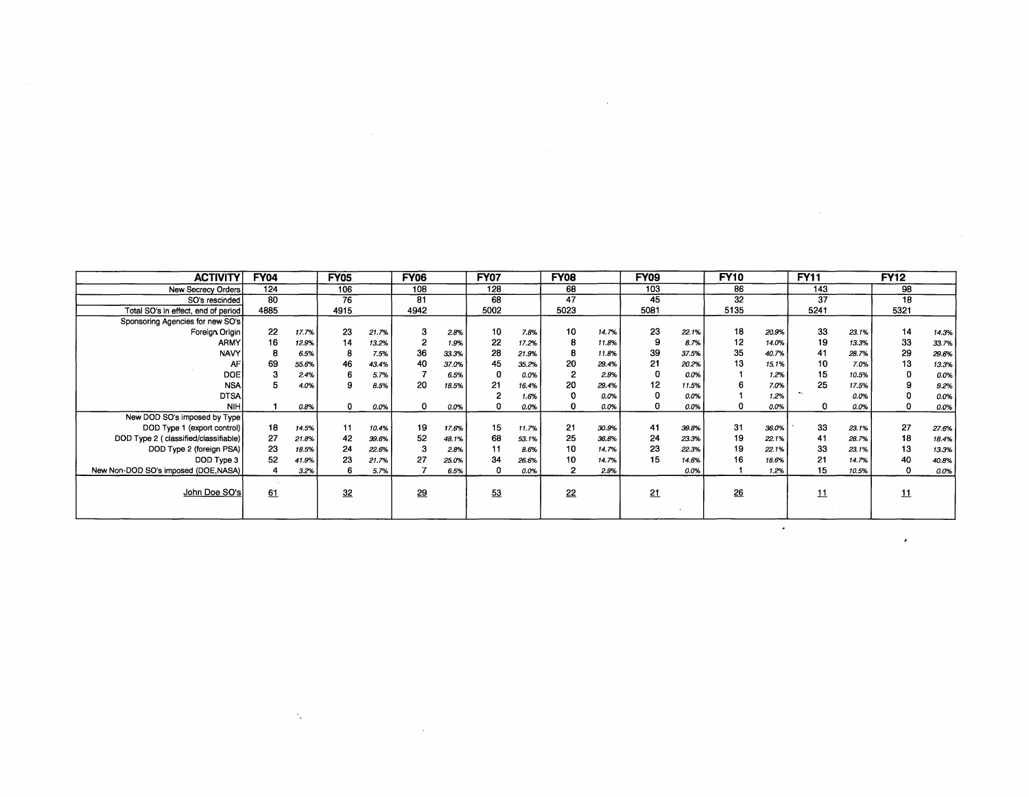| ACTIVITY | FY04 | | FY05 | | FY06 | | FY07 | | FY08 | | FY09 | | FY10 | | FY11 | | FY12 | |
|---|---|---|---|---|---|---|---|---|---|---|---|---|---|---|---|---|---|---|
| New Secrecy Orders | 124 | | 106 | | 108 | | 128 | | 68 | | 103 | | 86 | | 143 | | 98 | |
| SO's rescinded | 80 | | 76 | | 81 | | 68 | | 47 | | 45 | | 32 | | 37 | | 18 | |
| Total SO's in effect, end of period | 4885 | | 4915 | | 4942 | | 5002 | | 5023 | | 5081 | | 5135 | | 5241 | | 5321 | |
| Sponsoring Agencies for new SO's | | | | | | | | | | | | | | | | | | |
| Foreign Origin | 22 | 17.7% | 23 | 21.7% | 3 | 2.8% | 10 | 7.8% | 10 | 14.7% | 23 | 22.1% | 18 | 20.9% | 33 | 23.1% | 14 | 14.3% |
| ARMY | 16 | 12.9% | 14 | 13.2% | 2 | 1.9% | 22 | 17.2% | 8 | 11.8% | 9 | 8.7% | 12 | 14.0% | 19 | 13.3% | 33 | 33.7% |
| NAVY | 8 | 6.5% | 8 | 7.5% | 36 | 33.3% | 28 | 21.9% | 8 | 11.8% | 39 | 37.5% | 35 | 40.7% | 41 | 28.7% | 29 | 29.6% |
| AF | 69 | 55.6% | 46 | 43.4% | 40 | 37.0% | 45 | 35.2% | 20 | 29.4% | 21 | 20.2% | 13 | 15.1% | 10 | 7.0% | 13 | 13.3% |
| DOE | 3 | 2.4% | 6 | 5.7% | 7 | 6.5% | 0 | 0.0% | 2 | 2.9% | 0 | 0.0% | 1 | 1.2% | 15 | 10.5% | 0 | 0.0% |
| NSA | 5 | 4.0% | 9 | 8.5% | 20 | 18.5% | 21 | 16.4% | 20 | 29.4% | 12 | 11.5% | 6 | 7.0% | 25 | 17.5% | 9 | 9.2% |
| DTSA | | | | | | | 2 | 1.6% | 0 | 0.0% | 0 | 0.0% | 1 | 1.2% | | 0.0% | 0 | 0.0% |
| NIH | 1 | 0.8% | 0 | 0.0% | 0 | 0.0% | 0 | 0.0% | 0 | 0.0% | 0 | 0.0% | 0 | 0.0% | 0 | 0.0% | 0 | 0.0% |
| New DOD SO's imposed by Type | | | | | | | | | | | | | | | | | | |
| DOD Type 1 (export control) | 18 | 14.5% | 11 | 10.4% | 19 | 17.6% | 15 | 11.7% | 21 | 30.9% | 41 | 39.8% | 31 | 36.0% | 33 | 23.1% | 27 | 27.6% |
| DOD Type 2 ( classified/classifiable) | 27 | 21.8% | 42 | 39.6% | 52 | 48.1% | 68 | 53.1% | 25 | 36.8% | 24 | 23.3% | 19 | 22.1% | 41 | 28.7% | 18 | 18.4% |
| DOD Type 2 (foreign PSA) | 23 | 18.5% | 24 | 22.6% | 3 | 2.8% | 11 | 8.6% | 10 | 14.7% | 23 | 22.3% | 19 | 22.1% | 33 | 23.1% | 13 | 13.3% |
| DOD Type 3 | 52 | 41.9% | 23 | 21.7% | 27 | 25.0% | 34 | 26.6% | 10 | 14.7% | 15 | 14.6% | 16 | 18.6% | 21 | 14.7% | 40 | 40.8% |
| New Non-DOD SO's imposed (DOE,NASA) | 4 | 3.2% | 6 | 5.7% | 7 | 6.5% | 0 | 0.0% | 2 | 2.9% | | 0.0% | 1 | 1.2% | 15 | 10.5% | 0 | 0.0% |
| John Doe SO's | 61 | | 32 | | 29 | | 53 | | 22 | | 21 | | 26 | | 11 | | 11 | |